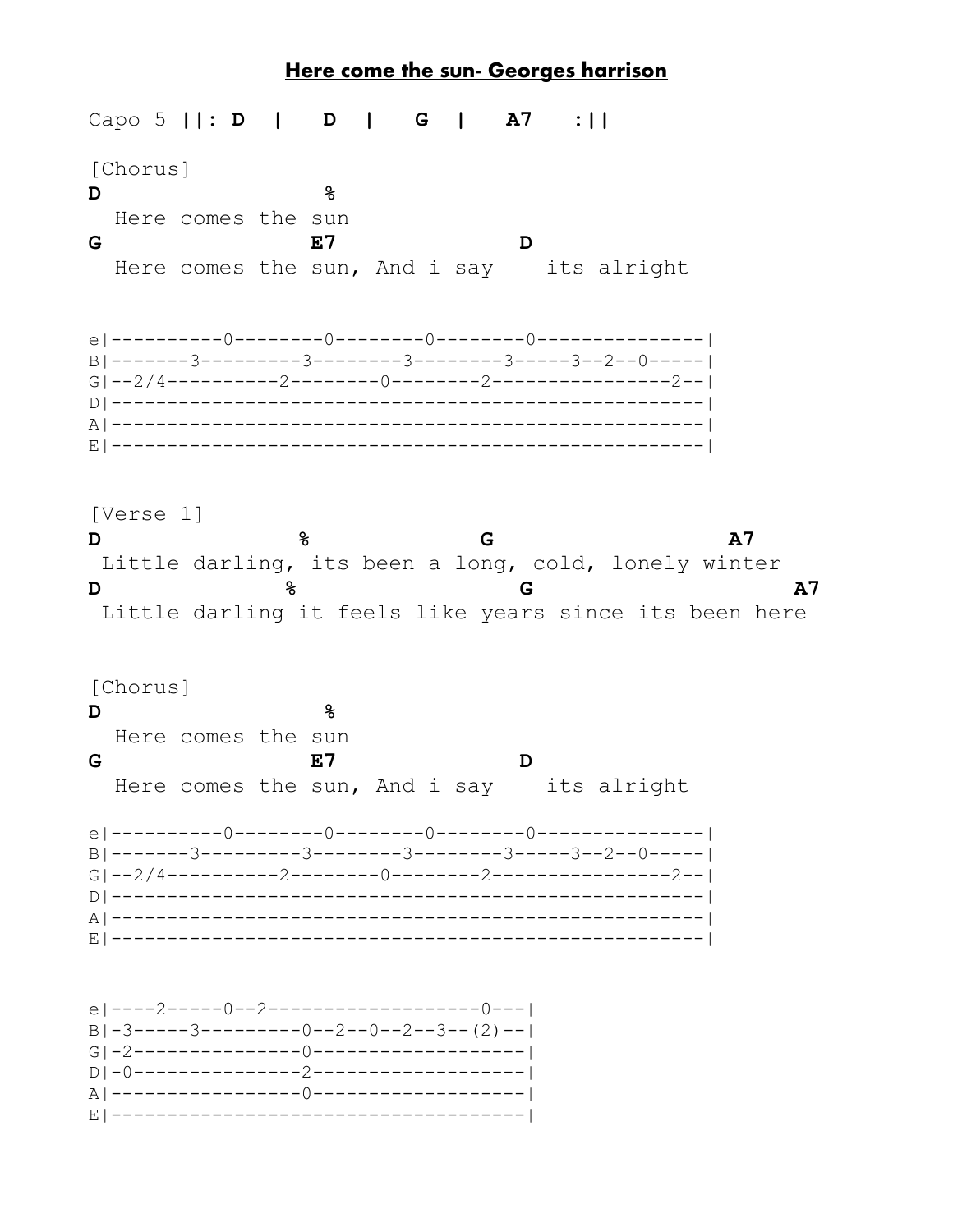# Here come the sun- Georges harrison

```
Capo 5 ||: D  |   D  |   G  |   A7   :||

[Chorus]
D                 %
  Here comes the sun
G                E7               D
  Here comes the sun, And i say    its alright


e|----------0--------0--------0--------0---------------|
B|-------3---------3--------3--------3-----3--2--0-----|
G|--2/4----------2--------0--------2---------------2--|
D|-----------------------------------------------------|
A|-----------------------------------------------------|
E|-----------------------------------------------------|


[Verse 1]
D               %              G                  A7
 Little darling, its been a long, cold, lonely winter
D              %                 G                    A7
 Little darling it feels like years since its been here


[Chorus]
D                 %
  Here comes the sun
G                E7               D
  Here comes the sun, And i say    its alright

e|----------0--------0--------0--------0---------------|
B|-------3---------3--------3--------3-----3--2--0-----|
G|--2/4----------2--------0--------2---------------2--|
D|-----------------------------------------------------|
A|-----------------------------------------------------|
E|-----------------------------------------------------|


e|----2-----0--2-------------------0---|
B|-3-----3---------0--2--0--2--3--(2)--|
G|-2---------------0-------------------|
D|-0---------------2-------------------|
A|-----------------0-------------------|
E|-------------------------------------|
```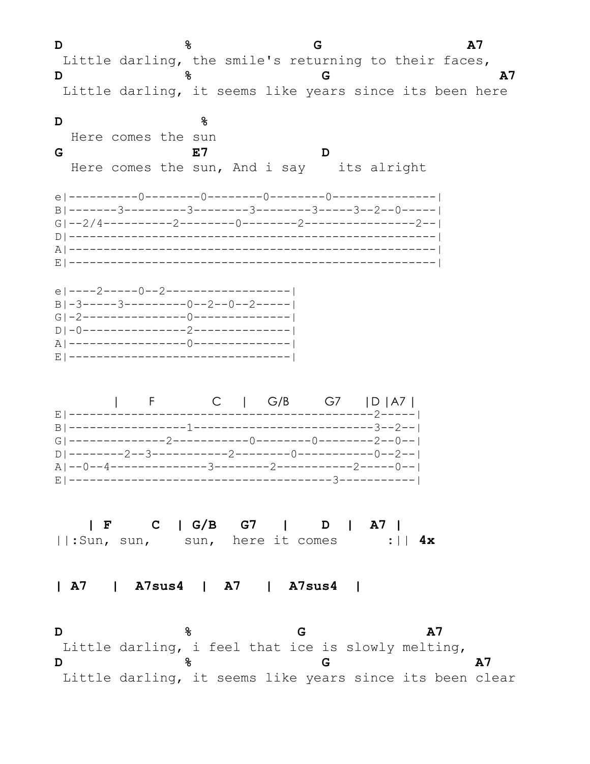```
D                %                 G                  A7
 Little darling, the smile's returning to their faces,
D                %                   G                    A7
 Little darling, it seems like years since its been here

D                  %
  Here comes the sun
G                   E7                D
  Here comes the sun, And i say    its alright

e|----------0--------0--------0--------0---------------|
B|-------3---------3--------3--------3-----3--2--0-----|
G|--2/4----------2--------0--------2----------------2--|
D|-----------------------------------------------------|
A|-----------------------------------------------------|
E|-----------------------------------------------------|

e|----2-----0--2------------------|
B|-3-----3---------0--2--0--2-----|
G|-2---------------0--------------|
D|-0---------------2--------------|
A|-----------------0--------------|
E|--------------------------------|


        |     F          C    |    G/B       G7     |D |A7 |
E|-------------------------------------------------2-----|
B|-----------------1-------------------------------3--2--|
G|--------------2-----------0--------0--------2--0--|
D|--------2--3-----------2--------0-----------0--2--|
A|--0--4--------------3--------2-----------2-----0--|
E|------------------------------------3-----------|


    | F     C   | G/B   G7    |    D   |  A7 |
||:Sun, sun,    sun,  here it comes      :|| 4x


| A7   |  A7sus4  |  A7   |  A7sus4  |


D                %               G                A7
 Little darling, i feel that ice is slowly melting,
D                %                   G                   A7
 Little darling, it seems like years since its been clear
```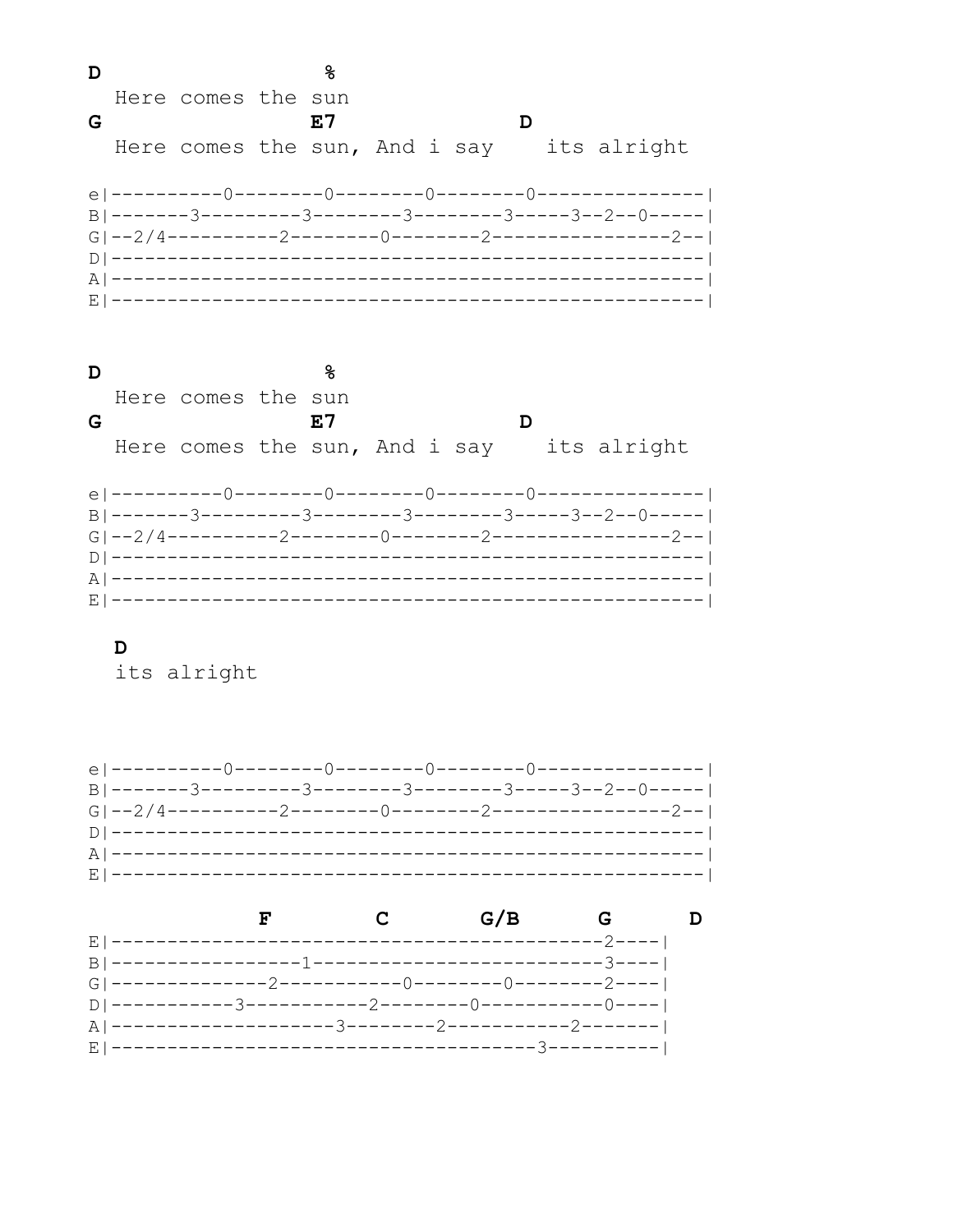```
D                 %
  Here comes the sun
G                 E7               D
  Here comes the sun, And i say    its alright

e|----------0--------0--------0--------0---------------|
B|-------3---------3--------3--------3-----3--2--0-----|
G|--2/4----------2--------0--------2----------------2--|
D|-----------------------------------------------------|
A|-----------------------------------------------------|
E|-----------------------------------------------------|


D                 %
  Here comes the sun
G                 E7               D
  Here comes the sun, And i say    its alright

e|----------0--------0--------0--------0---------------|
B|-------3---------3--------3--------3-----3--2--0-----|
G|--2/4----------2--------0--------2----------------2--|
D|-----------------------------------------------------|
A|-----------------------------------------------------|
E|-----------------------------------------------------|

  D
  its alright



e|----------0--------0--------0--------0---------------|
B|-------3---------3--------3--------3-----3--2--0-----|
G|--2/4----------2--------0--------2----------------2--|
D|-----------------------------------------------------|
A|-----------------------------------------------------|
E|-----------------------------------------------------|

              F         C         G/B       G      D
E|-----------------------------------------------2----|
B|-----------------1-----------------------------3----|
G|--------------2-----------0--------0--------2----|
D|-----------3-----------2--------0------------0----|
A|--------------------3--------2-----------2-------|
E|--------------------------------------3----------|
```